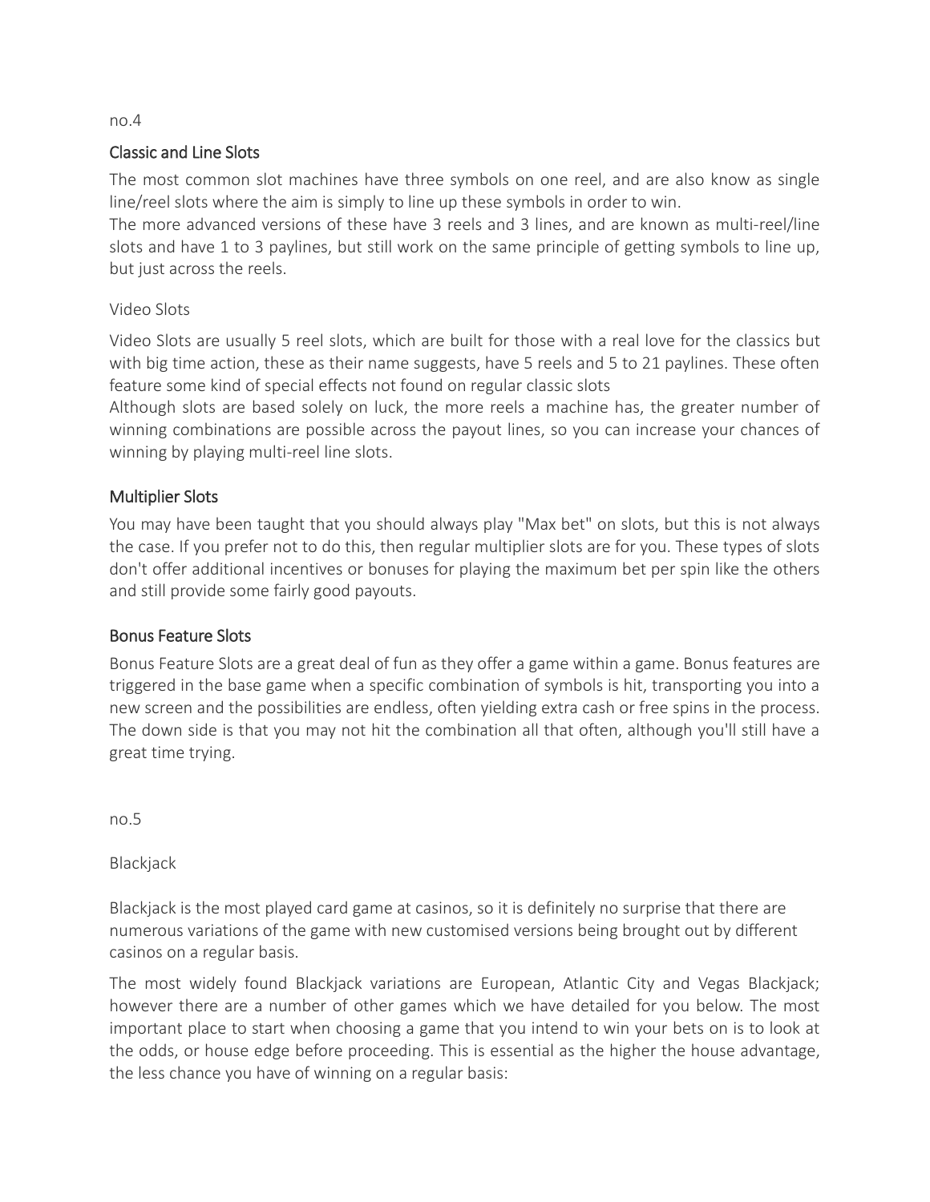no.4

## Classic and Line Slots

The most common slot machines have three symbols on one reel, and are also know as single line/reel slots where the aim is simply to line up these symbols in order to win.

The more advanced versions of these have 3 reels and 3 lines, and are known as multi-reel/line slots and have 1 to 3 paylines, but still work on the same principle of getting symbols to line up, but just across the reels.

Video Slots

Video Slots are usually 5 reel slots, which are built for those with a real love for the classics but with big time action, these as their name suggests, have 5 reels and 5 to 21 paylines. These often feature some kind of special effects not found on regular classic slots

Although slots are based solely on luck, the more reels a machine has, the greater number of winning combinations are possible across the payout lines, so you can increase your chances of winning by playing multi-reel line slots.

## Multiplier Slots

You may have been taught that you should always play "Max bet" on slots, but this is not always the case. If you prefer not to do this, then regular multiplier slots are for you. These types of slots don't offer additional incentives or bonuses for playing the maximum bet per spin like the others and still provide some fairly good payouts.

## Bonus Feature Slots

Bonus Feature Slots are a great deal of fun as they offer a game within a game. Bonus features are triggered in the base game when a specific combination of symbols is hit, transporting you into a new screen and the possibilities are endless, often yielding extra cash or free spins in the process. The down side is that you may not hit the combination all that often, although you'll still have a great time trying.

no.5

Blackjack

Blackjack is the most played card game at casinos, so it is definitely no surprise that there are numerous variations of the game with new customised versions being brought out by different casinos on a regular basis.

The most widely found Blackjack variations are European, Atlantic City and Vegas Blackjack; however there are a number of other games which we have detailed for you below. The most important place to start when choosing a game that you intend to win your bets on is to look at the odds, or house edge before proceeding. This is essential as the higher the house advantage, the less chance you have of winning on a regular basis: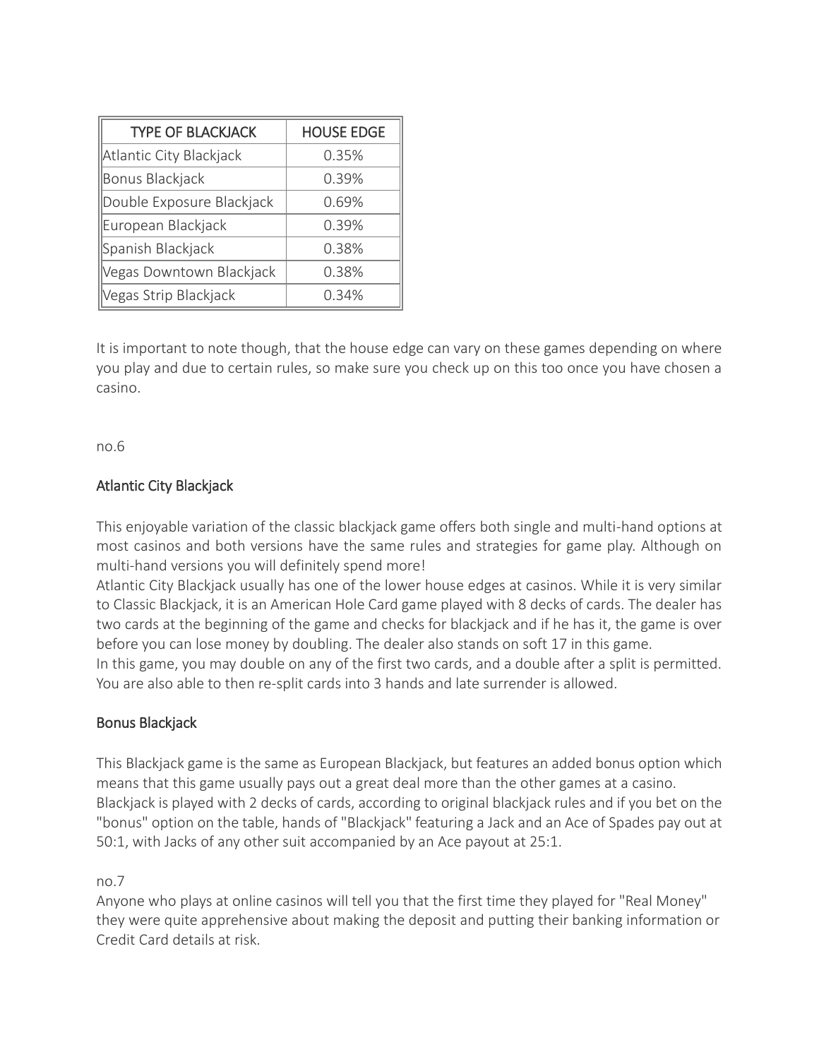| TYPE OF BLACKJACK | HOUSE EDGE |
| --- | --- |
| Atlantic City Blackjack | 0.35% |
| Bonus Blackjack | 0.39% |
| Double Exposure Blackjack | 0.69% |
| European Blackjack | 0.39% |
| Spanish Blackjack | 0.38% |
| Vegas Downtown Blackjack | 0.38% |
| Vegas Strip Blackjack | 0.34% |

It is important to note though, that the house edge can vary on these games depending on where you play and due to certain rules, so make sure you check up on this too once you have chosen a casino.

no.6

## Atlantic City Blackjack

This enjoyable variation of the classic blackjack game offers both single and multi-hand options at most casinos and both versions have the same rules and strategies for game play. Although on multi-hand versions you will definitely spend more!

Atlantic City Blackjack usually has one of the lower house edges at casinos. While it is very similar to Classic Blackjack, it is an American Hole Card game played with 8 decks of cards. The dealer has two cards at the beginning of the game and checks for blackjack and if he has it, the game is over before you can lose money by doubling. The dealer also stands on soft 17 in this game.

In this game, you may double on any of the first two cards, and a double after a split is permitted. You are also able to then re-split cards into 3 hands and late surrender is allowed.

## Bonus Blackjack

This Blackjack game is the same as European Blackjack, but features an added bonus option which means that this game usually pays out a great deal more than the other games at a casino.

Blackjack is played with 2 decks of cards, according to original blackjack rules and if you bet on the "bonus" option on the table, hands of "Blackjack" featuring a Jack and an Ace of Spades pay out at 50:1, with Jacks of any other suit accompanied by an Ace payout at 25:1.

no.7

Anyone who plays at online casinos will tell you that the first time they played for "Real Money" they were quite apprehensive about making the deposit and putting their banking information or Credit Card details at risk.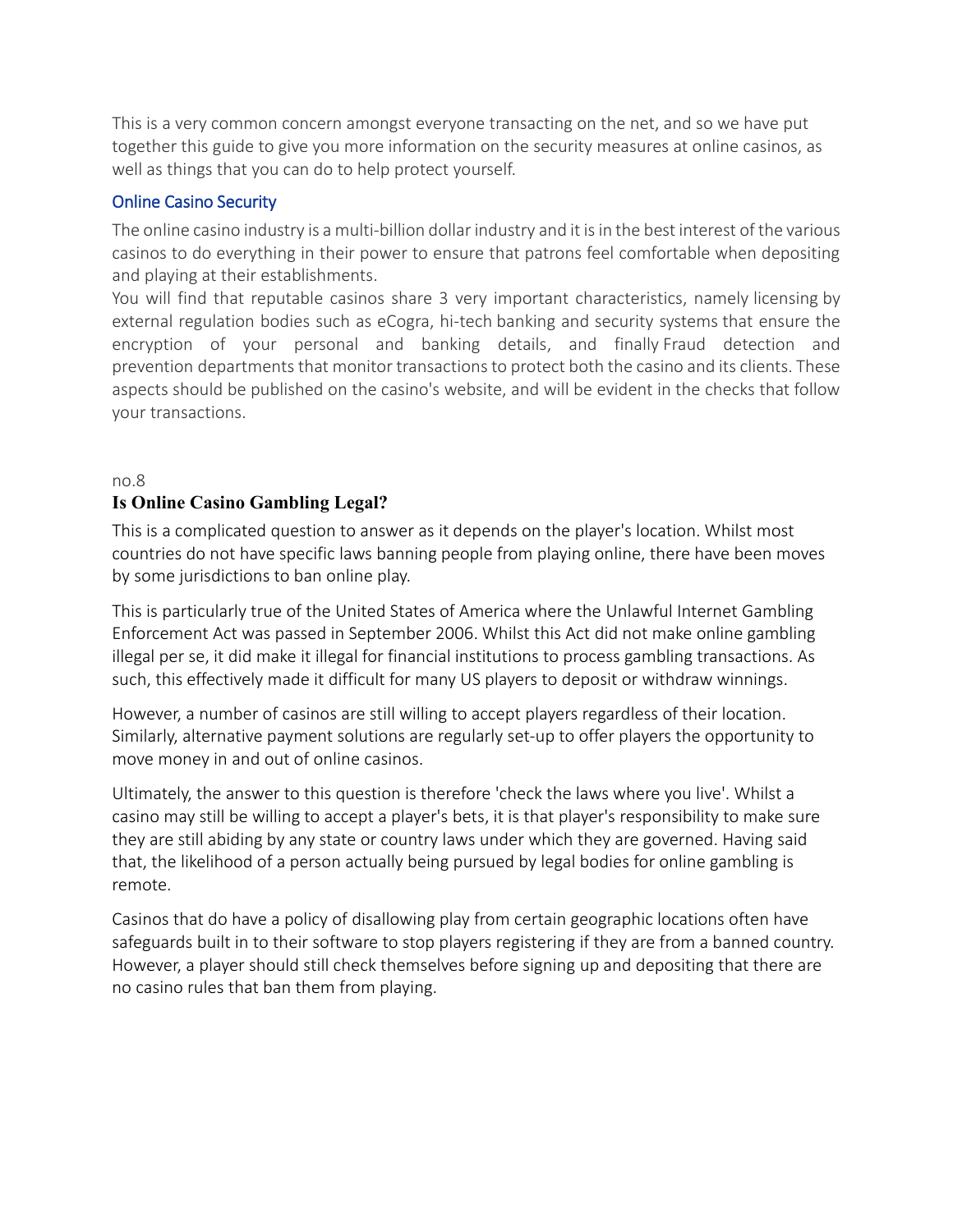This is a very common concern amongst everyone transacting on the net, and so we have put together this guide to give you more information on the security measures at online casinos, as well as things that you can do to help protect yourself.

### Online Casino Security

The online casino industry is a multi-billion dollar industry and it is in the best interest of the various casinos to do everything in their power to ensure that patrons feel comfortable when depositing and playing at their establishments.
You will find that reputable casinos share 3 very important characteristics, namely licensing by external regulation bodies such as eCogra, hi-tech banking and security systems that ensure the encryption of your personal and banking details, and finally Fraud detection and prevention departments that monitor transactions to protect both the casino and its clients. These aspects should be published on the casino's website, and will be evident in the checks that follow your transactions.

no.8

## Is Online Casino Gambling Legal?

This is a complicated question to answer as it depends on the player's location. Whilst most countries do not have specific laws banning people from playing online, there have been moves by some jurisdictions to ban online play.

This is particularly true of the United States of America where the Unlawful Internet Gambling Enforcement Act was passed in September 2006. Whilst this Act did not make online gambling illegal per se, it did make it illegal for financial institutions to process gambling transactions. As such, this effectively made it difficult for many US players to deposit or withdraw winnings.

However, a number of casinos are still willing to accept players regardless of their location. Similarly, alternative payment solutions are regularly set-up to offer players the opportunity to move money in and out of online casinos.

Ultimately, the answer to this question is therefore 'check the laws where you live'. Whilst a casino may still be willing to accept a player's bets, it is that player's responsibility to make sure they are still abiding by any state or country laws under which they are governed. Having said that, the likelihood of a person actually being pursued by legal bodies for online gambling is remote.

Casinos that do have a policy of disallowing play from certain geographic locations often have safeguards built in to their software to stop players registering if they are from a banned country. However, a player should still check themselves before signing up and depositing that there are no casino rules that ban them from playing.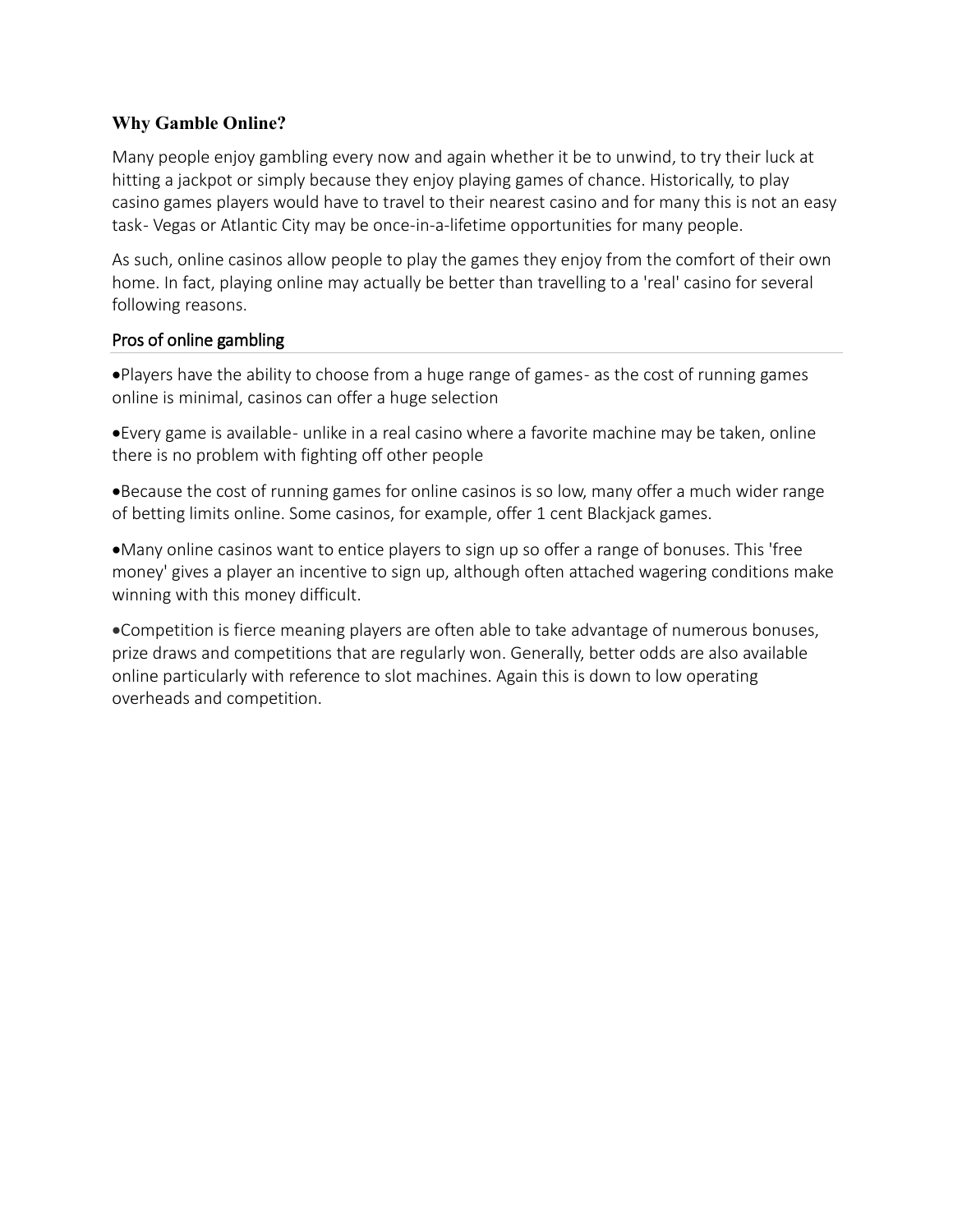## Why Gamble Online?

Many people enjoy gambling every now and again whether it be to unwind, to try their luck at hitting a jackpot or simply because they enjoy playing games of chance. Historically, to play casino games players would have to travel to their nearest casino and for many this is not an easy task- Vegas or Atlantic City may be once-in-a-lifetime opportunities for many people.

As such, online casinos allow people to play the games they enjoy from the comfort of their own home. In fact, playing online may actually be better than travelling to a 'real' casino for several following reasons.

### Pros of online gambling

- Players have the ability to choose from a huge range of games- as the cost of running games online is minimal, casinos can offer a huge selection
- Every game is available- unlike in a real casino where a favorite machine may be taken, online there is no problem with fighting off other people
- Because the cost of running games for online casinos is so low, many offer a much wider range of betting limits online. Some casinos, for example, offer 1 cent Blackjack games.
- Many online casinos want to entice players to sign up so offer a range of bonuses. This 'free money' gives a player an incentive to sign up, although often attached wagering conditions make winning with this money difficult.
- Competition is fierce meaning players are often able to take advantage of numerous bonuses, prize draws and competitions that are regularly won. Generally, better odds are also available online particularly with reference to slot machines. Again this is down to low operating overheads and competition.